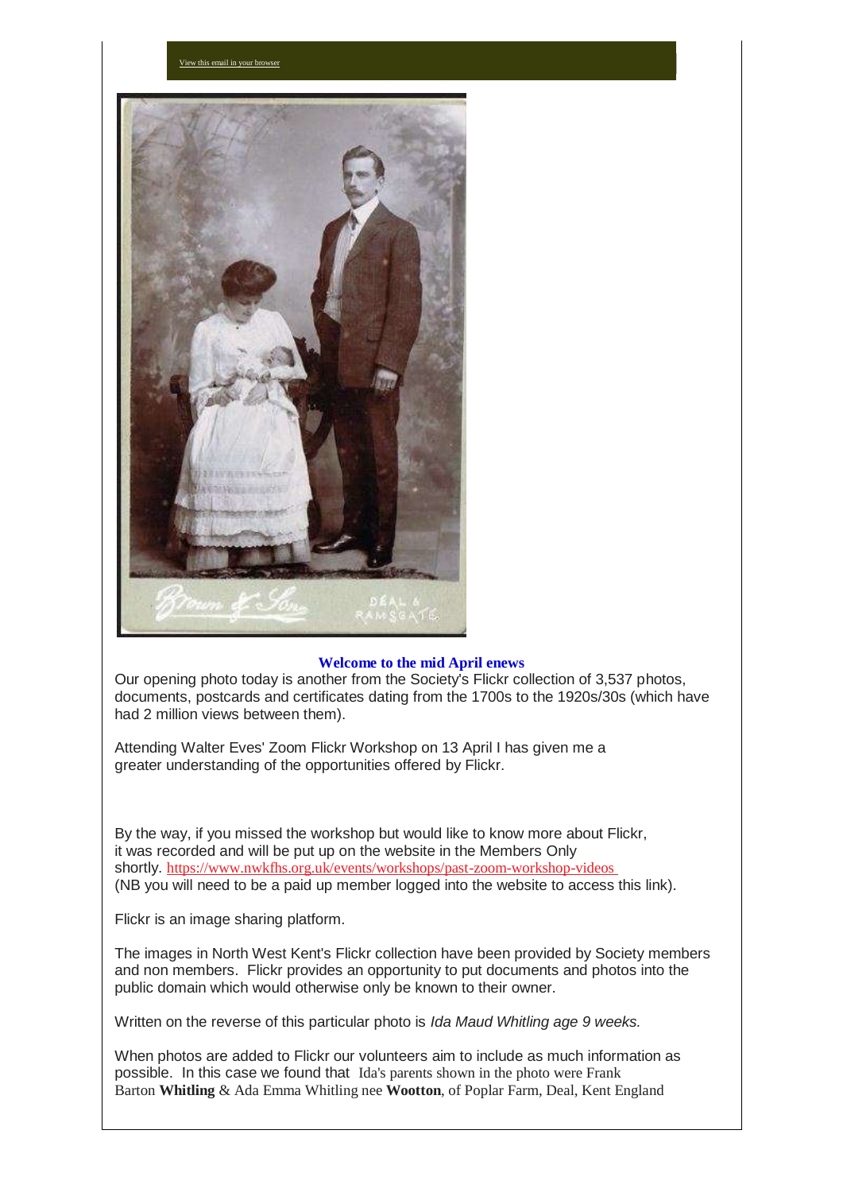View this email in your browser

**Welcome to the mid April enews**

Our opening photo today is another from the Society's Flickr collection of 3,537 photos, documents, postcards and certificates dating from the 1700s to the 1920s/30s (which have had 2 million views between them).

Attending Walter Eves' Zoom Flickr Workshop on 13 April I has given me a greater understanding of the opportunities offered by Flickr.

By the way, if you missed the workshop but would like to know more about Flickr, it was recorded and will be put up on the website in the Members Only shortly. https://www.nwkfhs.org.uk/events/workshops/past-zoom-workshop-videos
(NB you will need to be a paid up member logged into the website to access this link).

Flickr is an image sharing platform.

The images in North West Kent's Flickr collection have been provided by Society members and non members. Flickr provides an opportunity to put documents and photos into the public domain which would otherwise only be known to their owner.

Written on the reverse of this particular photo is *Ida Maud Whitling age 9 weeks.*

When photos are added to Flickr our volunteers aim to include as much information as possible. In this case we found that Ida's parents shown in the photo were Frank Barton **Whitling** & Ada Emma Whitling nee **Wootton**, of Poplar Farm, Deal, Kent England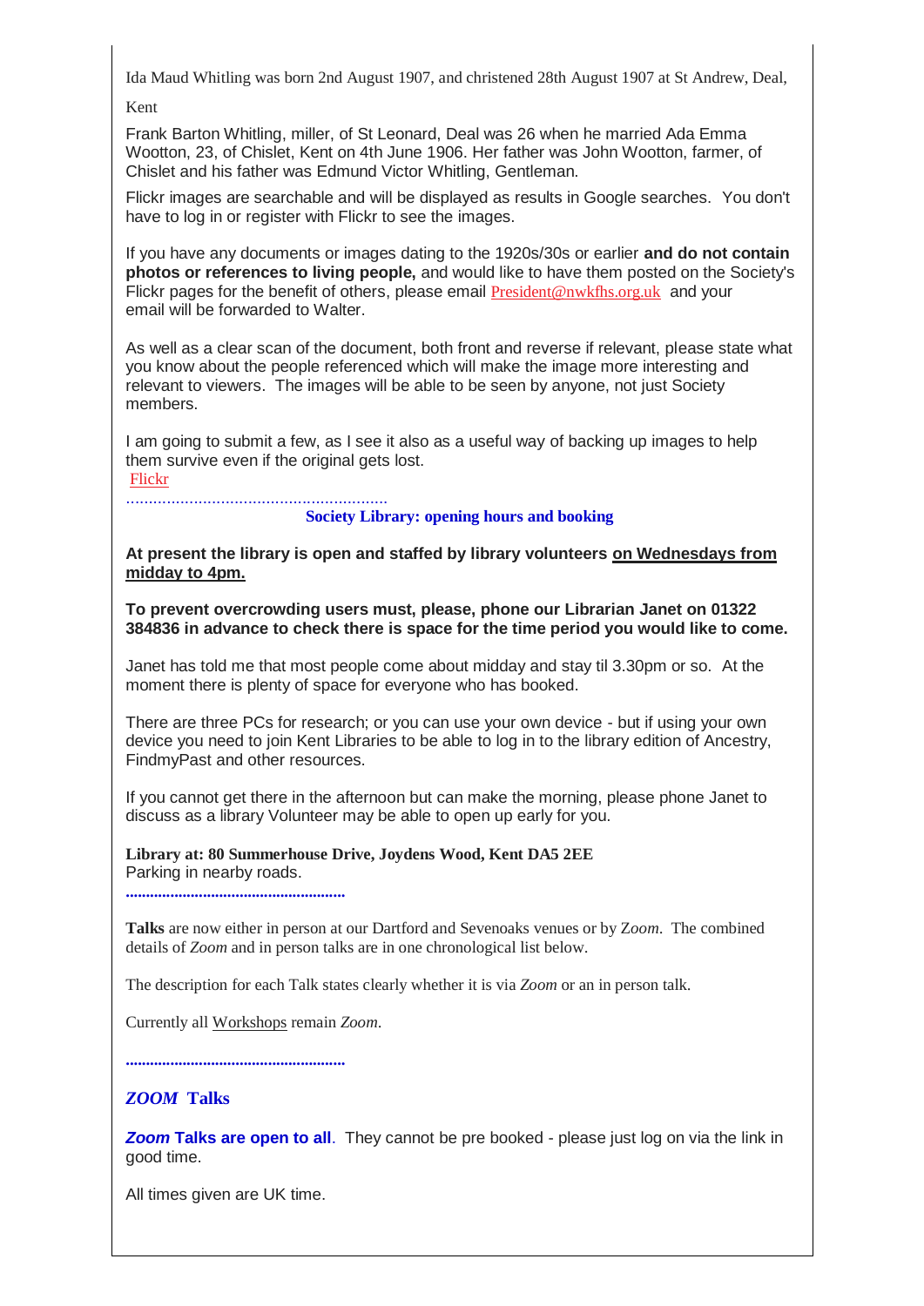Ida Maud Whitling was born 2nd August 1907, and christened 28th August 1907 at St Andrew, Deal, Kent

Frank Barton Whitling, miller, of St Leonard, Deal was 26 when he married Ada Emma Wootton, 23, of Chislet, Kent on 4th June 1906. Her father was John Wootton, farmer, of Chislet and his father was Edmund Victor Whitling, Gentleman.

Flickr images are searchable and will be displayed as results in Google searches.  You don't have to log in or register with Flickr to see the images.

If you have any documents or images dating to the 1920s/30s or earlier **and do not contain photos or references to living people,** and would like to have them posted on the Society's Flickr pages for the benefit of others, please email President@nwkfhs.org.uk  and your email will be forwarded to Walter.

As well as a clear scan of the document, both front and reverse if relevant, please state what you know about the people referenced which will make the image more interesting and relevant to viewers.  The images will be able to be seen by anyone, not just Society members.

I am going to submit a few, as I see it also as a useful way of backing up images to help them survive even if the original gets lost.
Flickr

.........................................................

**Society Library: opening hours and booking**

**At present the library is open and staffed by library volunteers on Wednesdays from midday to 4pm.**

**To prevent overcrowding users must, please, phone our Librarian Janet on 01322 384836 in advance to check there is space for the time period you would like to come.**

Janet has told me that most people come about midday and stay til 3.30pm or so.  At the moment there is plenty of space for everyone who has booked.

There are three PCs for research; or you can use your own device - but if using your own device you need to join Kent Libraries to be able to log in to the library edition of Ancestry, FindmyPast and other resources.

If you cannot get there in the afternoon but can make the morning, please phone Janet to discuss as a library Volunteer may be able to open up early for you.

**Library at: 80 Summerhouse Drive, Joydens Wood, Kent DA5 2EE**
Parking in nearby roads.

.....................................................

**Talks** are now either in person at our Dartford and Sevenoaks venues or by Z*oom*.  The combined details of *Zoom* and in person talks are in one chronological list below.

The description for each Talk states clearly whether it is via *Zoom* or an in person talk.

Currently all Workshops remain *Zoom*.

.....................................................

## *ZOOM* Talks

***Zoom* Talks are open to all**.  They cannot be pre booked - please just log on via the link in good time.

All times given are UK time.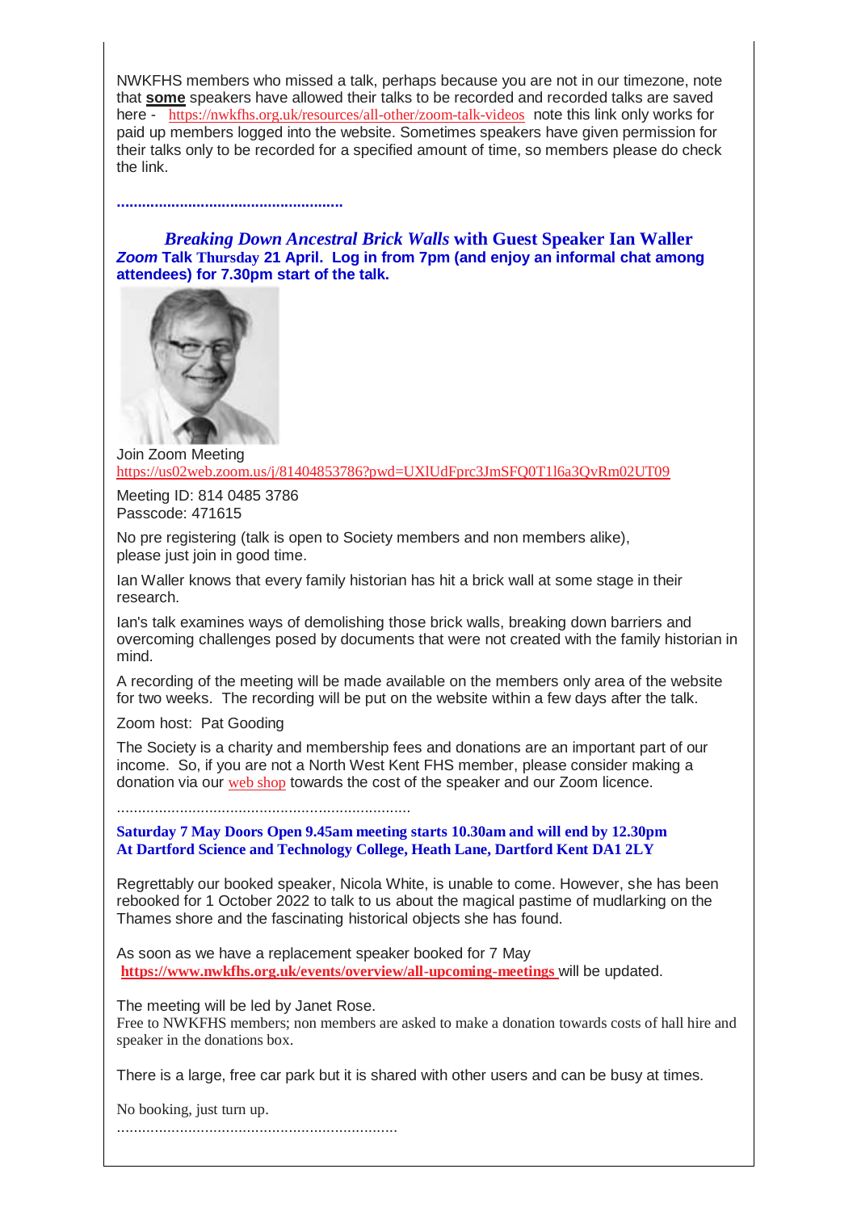NWKFHS members who missed a talk, perhaps because you are not in our timezone, note that **some** speakers have allowed their talks to be recorded and recorded talks are saved here - https://nwkfhs.org.uk/resources/all-other/zoom-talk-videos note this link only works for paid up members logged into the website. Sometimes speakers have given permission for their talks only to be recorded for a specified amount of time, so members please do check the link.

.....................................................

***Breaking Down Ancestral Brick Walls* with Guest Speaker Ian Waller**
***Zoom* Talk Thursday 21 April. Log in from 7pm (and enjoy an informal chat among attendees) for 7.30pm start of the talk.**

Join Zoom Meeting
https://us02web.zoom.us/j/81404853786?pwd=UXlUdFprc3JmSFQ0T1l6a3QvRm02UT09

Meeting ID: 814 0485 3786
Passcode: 471615

No pre registering (talk is open to Society members and non members alike), please just join in good time.

Ian Waller knows that every family historian has hit a brick wall at some stage in their research.

Ian's talk examines ways of demolishing those brick walls, breaking down barriers and overcoming challenges posed by documents that were not created with the family historian in mind.

A recording of the meeting will be made available on the members only area of the website for two weeks. The recording will be put on the website within a few days after the talk.

Zoom host: Pat Gooding

The Society is a charity and membership fees and donations are an important part of our income. So, if you are not a North West Kent FHS member, please consider making a donation via our web shop towards the cost of the speaker and our Zoom licence.

......................................................................

**Saturday 7 May Doors Open 9.45am meeting starts 10.30am and will end by 12.30pm**
**At Dartford Science and Technology College, Heath Lane, Dartford Kent DA1 2LY**

Regrettably our booked speaker, Nicola White, is unable to come. However, she has been rebooked for 1 October 2022 to talk to us about the magical pastime of mudlarking on the Thames shore and the fascinating historical objects she has found.

As soon as we have a replacement speaker booked for 7 May **https://www.nwkfhs.org.uk/events/overview/all-upcoming-meetings** will be updated.

The meeting will be led by Janet Rose.
Free to NWKFHS members; non members are asked to make a donation towards costs of hall hire and speaker in the donations box.

There is a large, free car park but it is shared with other users and can be busy at times.

No booking, just turn up.

....................................................................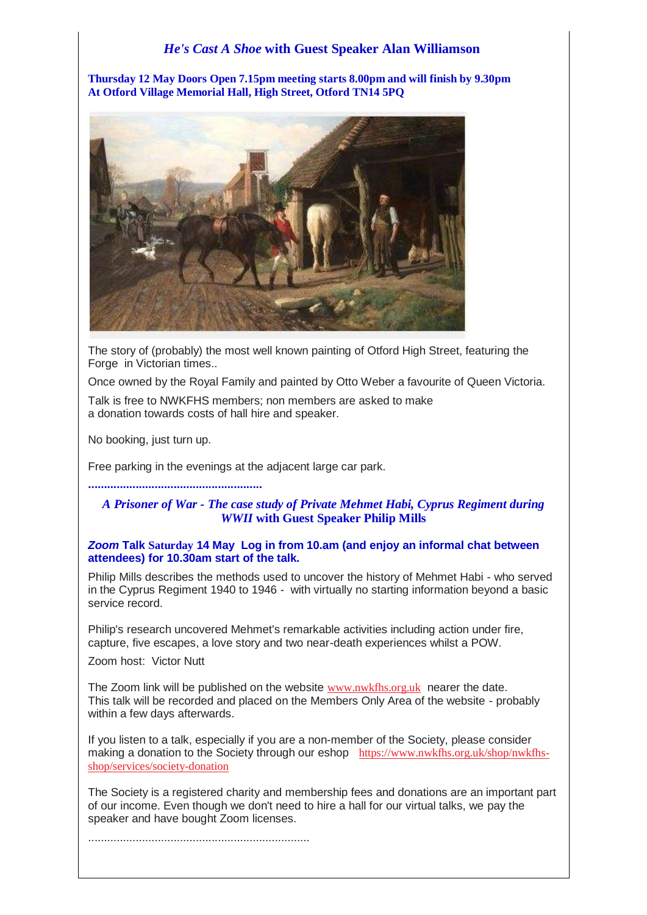## *He's Cast A Shoe* with Guest Speaker Alan Williamson

**Thursday 12 May Doors Open 7.15pm meeting starts 8.00pm and will finish by 9.30pm**
**At Otford Village Memorial Hall, High Street, Otford TN14 5PQ**

The story of (probably) the most well known painting of Otford High Street, featuring the Forge in Victorian times..

Once owned by the Royal Family and painted by Otto Weber a favourite of Queen Victoria.

Talk is free to NWKFHS members; non members are asked to make a donation towards costs of hall hire and speaker.

No booking, just turn up.

Free parking in the evenings at the adjacent large car park.

......................................................

## *A Prisoner of War - The case study of Private Mehmet Habi, Cyprus Regiment during WWII* with Guest Speaker Philip Mills

***Zoom* Talk Saturday 14 May Log in from 10.am (and enjoy an informal chat between attendees) for 10.30am start of the talk.**

Philip Mills describes the methods used to uncover the history of Mehmet Habi - who served in the Cyprus Regiment 1940 to 1946 - with virtually no starting information beyond a basic service record.

Philip's research uncovered Mehmet's remarkable activities including action under fire, capture, five escapes, a love story and two near-death experiences whilst a POW.

Zoom host: Victor Nutt

The Zoom link will be published on the website www.nwkfhs.org.uk nearer the date.
This talk will be recorded and placed on the Members Only Area of the website - probably within a few days afterwards.

If you listen to a talk, especially if you are a non-member of the Society, please consider making a donation to the Society through our eshop https://www.nwkfhs.org.uk/shop/nwkfhs-shop/services/society-donation

The Society is a registered charity and membership fees and donations are an important part of our income. Even though we don't need to hire a hall for our virtual talks, we pay the speaker and have bought Zoom licenses.

......................................................................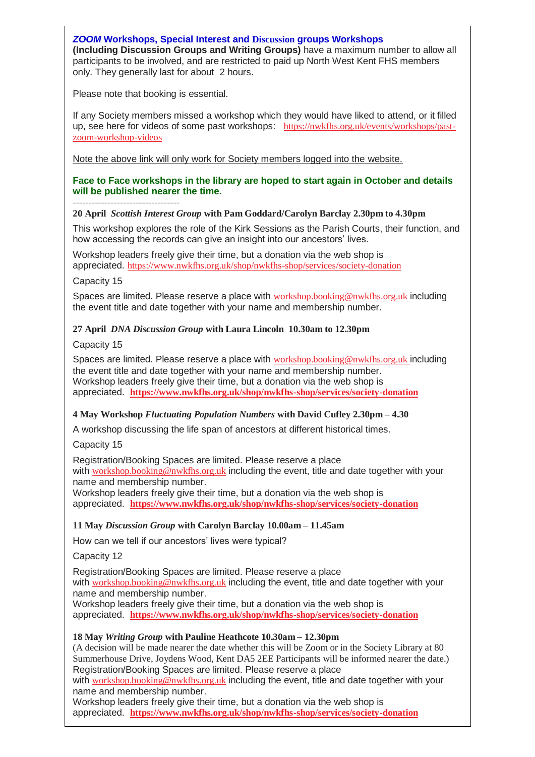**_ZOOM_ Workshops, Special Interest and Discussion groups Workshops**
**(Including Discussion Groups and Writing Groups)** have a maximum number to allow all participants to be involved, and are restricted to paid up North West Kent FHS members only. They generally last for about 2 hours.

Please note that booking is essential.

If any Society members missed a workshop which they would have liked to attend, or it filled up, see here for videos of some past workshops: https://nwkfhs.org.uk/events/workshops/past-zoom-workshop-videos

Note the above link will only work for Society members logged into the website.

**Face to Face workshops in the library are hoped to start again in October and details will be published nearer the time.**

---

**20 April _Scottish Interest Group_ with Pam Goddard/Carolyn Barclay 2.30pm to 4.30pm**

This workshop explores the role of the Kirk Sessions as the Parish Courts, their function, and how accessing the records can give an insight into our ancestors' lives.

Workshop leaders freely give their time, but a donation via the web shop is appreciated. https://www.nwkfhs.org.uk/shop/nwkfhs-shop/services/society-donation

Capacity 15

Spaces are limited. Please reserve a place with workshop.booking@nwkfhs.org.uk including the event title and date together with your name and membership number.

**27 April _DNA Discussion Group_ with Laura Lincoln 10.30am to 12.30pm**

Capacity 15

Spaces are limited. Please reserve a place with workshop.booking@nwkfhs.org.uk including the event title and date together with your name and membership number.
Workshop leaders freely give their time, but a donation via the web shop is appreciated. **https://www.nwkfhs.org.uk/shop/nwkfhs-shop/services/society-donation**

**4 May Workshop _Fluctuating Population Numbers_ with David Cufley 2.30pm – 4.30**

A workshop discussing the life span of ancestors at different historical times.

Capacity 15

Registration/Booking Spaces are limited. Please reserve a place with workshop.booking@nwkfhs.org.uk including the event, title and date together with your name and membership number.
Workshop leaders freely give their time, but a donation via the web shop is appreciated. **https://www.nwkfhs.org.uk/shop/nwkfhs-shop/services/society-donation**

**11 May _Discussion Group_ with Carolyn Barclay 10.00am – 11.45am**

How can we tell if our ancestors' lives were typical?

Capacity 12

Registration/Booking Spaces are limited. Please reserve a place with workshop.booking@nwkfhs.org.uk including the event, title and date together with your name and membership number.
Workshop leaders freely give their time, but a donation via the web shop is appreciated. **https://www.nwkfhs.org.uk/shop/nwkfhs-shop/services/society-donation**

**18 May _Writing Group_ with Pauline Heathcote 10.30am – 12.30pm**
(A decision will be made nearer the date whether this will be Zoom or in the Society Library at 80 Summerhouse Drive, Joydens Wood, Kent DA5 2EE Participants will be informed nearer the date.)
Registration/Booking Spaces are limited. Please reserve a place with workshop.booking@nwkfhs.org.uk including the event, title and date together with your name and membership number.
Workshop leaders freely give their time, but a donation via the web shop is appreciated. **https://www.nwkfhs.org.uk/shop/nwkfhs-shop/services/society-donation**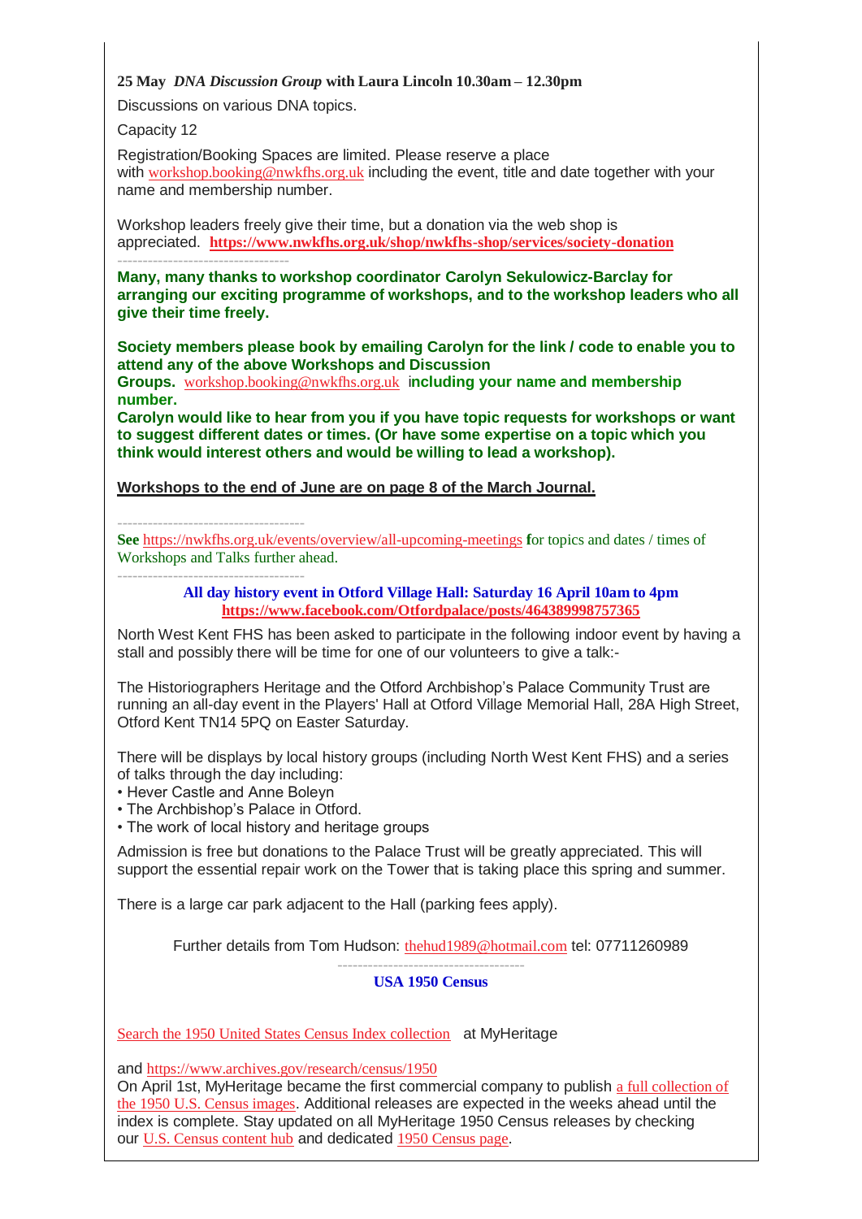**25 May** ***DNA Discussion Group*** **with Laura Lincoln 10.30am – 12.30pm**

Discussions on various DNA topics.

Capacity 12

Registration/Booking Spaces are limited. Please reserve a place with workshop.booking@nwkfhs.org.uk including the event, title and date together with your name and membership number.

Workshop leaders freely give their time, but a donation via the web shop is appreciated. **https://www.nwkfhs.org.uk/shop/nwkfhs-shop/services/society-donation**

---

**Many, many thanks to workshop coordinator Carolyn Sekulowicz-Barclay for arranging our exciting programme of workshops, and to the workshop leaders who all give their time freely.**

**Society members please book by emailing Carolyn for the link / code to enable you to attend any of the above Workshops and Discussion Groups.** workshop.booking@nwkfhs.org.uk **including your name and membership number.**

**Carolyn would like to hear from you if you have topic requests for workshops or want to suggest different dates or times. (Or have some expertise on a topic which you think would interest others and would be willing to lead a workshop).**

**Workshops to the end of June are on page 8 of the March Journal.**

---

**See** https://nwkfhs.org.uk/events/overview/all-upcoming-meetings **f**or topics and dates / times of Workshops and Talks further ahead.

---

**All day history event in Otford Village Hall: Saturday 16 April 10am to 4pm**
**https://www.facebook.com/Otfordpalace/posts/464389998757365**

North West Kent FHS has been asked to participate in the following indoor event by having a stall and possibly there will be time for one of our volunteers to give a talk:-

The Historiographers Heritage and the Otford Archbishop's Palace Community Trust are running an all-day event in the Players' Hall at Otford Village Memorial Hall, 28A High Street, Otford Kent TN14 5PQ on Easter Saturday.

There will be displays by local history groups (including North West Kent FHS) and a series of talks through the day including:

- Hever Castle and Anne Boleyn
- The Archbishop's Palace in Otford.
- The work of local history and heritage groups

Admission is free but donations to the Palace Trust will be greatly appreciated. This will support the essential repair work on the Tower that is taking place this spring and summer.

There is a large car park adjacent to the Hall (parking fees apply).

Further details from Tom Hudson: thehud1989@hotmail.com tel: 07711260989

---

**USA 1950 Census**

Search the 1950 United States Census Index collection at MyHeritage

and https://www.archives.gov/research/census/1950

On April 1st, MyHeritage became the first commercial company to publish a full collection of the 1950 U.S. Census images. Additional releases are expected in the weeks ahead until the index is complete. Stay updated on all MyHeritage 1950 Census releases by checking our U.S. Census content hub and dedicated 1950 Census page.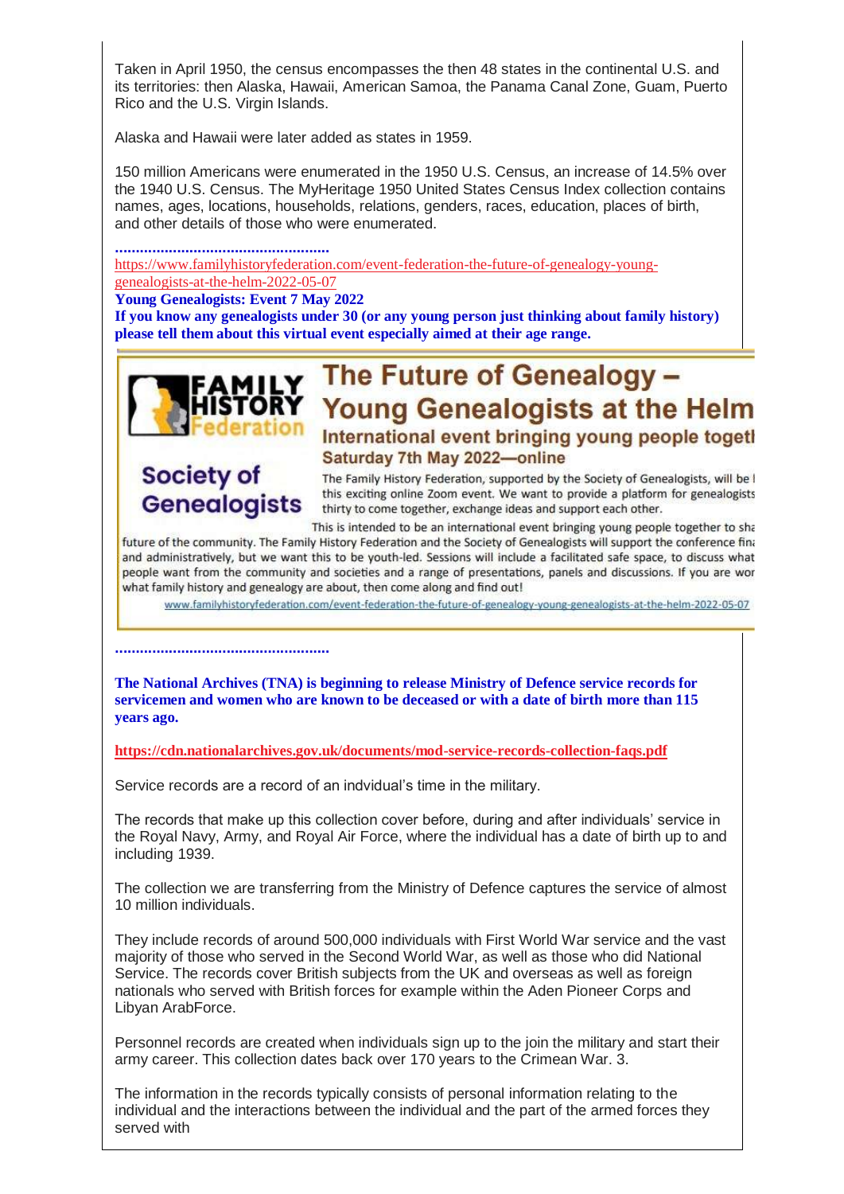Taken in April 1950, the census encompasses the then 48 states in the continental U.S. and its territories: then Alaska, Hawaii, American Samoa, the Panama Canal Zone, Guam, Puerto Rico and the U.S. Virgin Islands.

Alaska and Hawaii were later added as states in 1959.

150 million Americans were enumerated in the 1950 U.S. Census, an increase of 14.5% over the 1940 U.S. Census. The MyHeritage 1950 United States Census Index collection contains names, ages, locations, households, relations, genders, races, education, places of birth, and other details of those who were enumerated.

**..................................................**

https://www.familyhistoryfederation.com/event-federation-the-future-of-genealogy-young-genealogists-at-the-helm-2022-05-07

**Young Genealogists: Event 7 May 2022**

**If you know any genealogists under 30 (or any young person just thinking about family history) please tell them about this virtual event especially aimed at their age range.**

FAMILY HISTORY Federation

Society of Genealogists

## The Future of Genealogy – Young Genealogists at the Helm

**International event bringing young people togetl**

**Saturday 7th May 2022—online**

The Family History Federation, supported by the Society of Genealogists, will be l this exciting online Zoom event. We want to provide a platform for genealogists thirty to come together, exchange ideas and support each other.

This is intended to be an international event bringing young people together to sha future of the community. The Family History Federation and the Society of Genealogists will support the conference fin and administratively, but we want this to be youth-led. Sessions will include a facilitated safe space, to discuss what people want from the community and societies and a range of presentations, panels and discussions. If you are wor what family history and genealogy are about, then come along and find out!

www.familyhistoryfederation.com/event-federation-the-future-of-genealogy-young-genealogists-at-the-helm-2022-05-07

**..................................................**

**The National Archives (TNA) is beginning to release Ministry of Defence service records for servicemen and women who are known to be deceased or with a date of birth more than 115 years ago.**

**https://cdn.nationalarchives.gov.uk/documents/mod-service-records-collection-faqs.pdf**

Service records are a record of an indvidual's time in the military.

The records that make up this collection cover before, during and after individuals' service in the Royal Navy, Army, and Royal Air Force, where the individual has a date of birth up to and including 1939.

The collection we are transferring from the Ministry of Defence captures the service of almost 10 million individuals.

They include records of around 500,000 individuals with First World War service and the vast majority of those who served in the Second World War, as well as those who did National Service. The records cover British subjects from the UK and overseas as well as foreign nationals who served with British forces for example within the Aden Pioneer Corps and Libyan ArabForce.

Personnel records are created when individuals sign up to the join the military and start their army career. This collection dates back over 170 years to the Crimean War. 3.

The information in the records typically consists of personal information relating to the individual and the interactions between the individual and the part of the armed forces they served with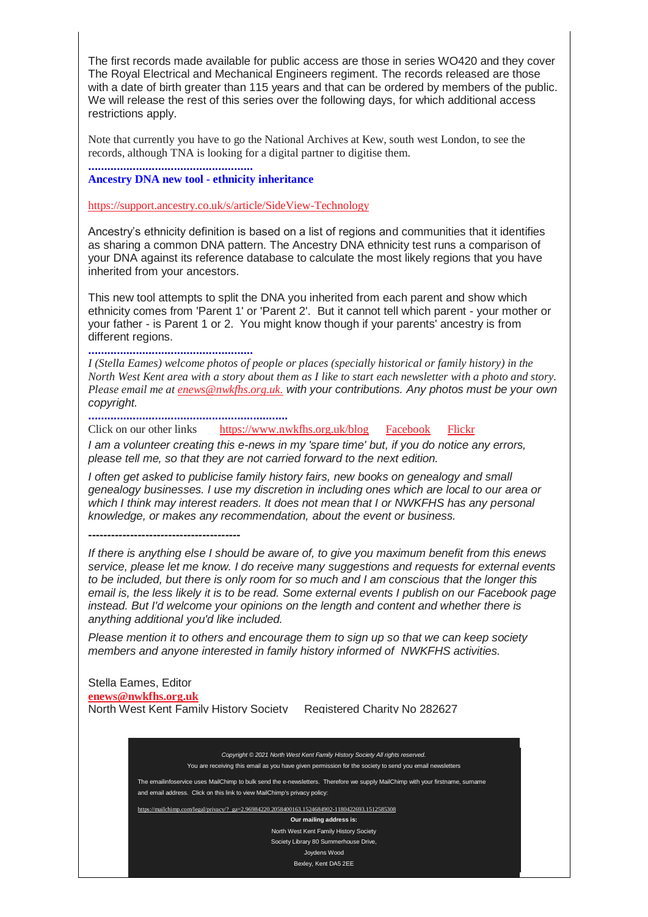The first records made available for public access are those in series WO420 and they cover The Royal Electrical and Mechanical Engineers regiment. The records released are those with a date of birth greater than 115 years and that can be ordered by members of the public. We will release the rest of this series over the following days, for which additional access restrictions apply.

Note that currently you have to go the National Archives at Kew, south west London, to see the records, although TNA is looking for a digital partner to digitise them.

**....................................................**

**Ancestry DNA new tool - ethnicity inheritance**

https://support.ancestry.co.uk/s/article/SideView-Technology

Ancestry's ethnicity definition is based on a list of regions and communities that it identifies as sharing a common DNA pattern. The Ancestry DNA ethnicity test runs a comparison of your DNA against its reference database to calculate the most likely regions that you have inherited from your ancestors.

This new tool attempts to split the DNA you inherited from each parent and show which ethnicity comes from 'Parent 1' or 'Parent 2'. But it cannot tell which parent - your mother or your father - is Parent 1 or 2. You might know though if your parents' ancestry is from different regions.

**....................................................**

*I (Stella Eames) welcome photos of people or places (specially historical or family history) in the North West Kent area with a story about them as I like to start each newsletter with a photo and story. Please email me at enews@nwkfhs.org.uk. with your contributions. Any photos must be your own copyright.*

**...............................................................**

Click on our other links https://www.nwkfhs.org.uk/blog Facebook Flickr

*I am a volunteer creating this e-news in my 'spare time' but, if you do notice any errors, please tell me, so that they are not carried forward to the next edition.*

*I often get asked to publicise family history fairs, new books on genealogy and small genealogy businesses. I use my discretion in including ones which are local to our area or which I think may interest readers. It does not mean that I or NWKFHS has any personal knowledge, or makes any recommendation, about the event or business.*

**----------------------------------------**

*If there is anything else I should be aware of, to give you maximum benefit from this enews service, please let me know. I do receive many suggestions and requests for external events to be included, but there is only room for so much and I am conscious that the longer this email is, the less likely it is to be read. Some external events I publish on our Facebook page instead. But I'd welcome your opinions on the length and content and whether there is anything additional you'd like included.*

*Please mention it to others and encourage them to sign up so that we can keep society members and anyone interested in family history informed of NWKFHS activities.*

Stella Eames, Editor
**enews@nwkfhs.org.uk**
North West Kent Family History Society Registered Charity No 282627

*Copyright © 2021 North West Kent Family History Society All rights reserved.*
You are receiving this email as you have given permission for the society to send you email newsletters

The emailinfoservice uses MailChimp to bulk send the e-newsletters. Therefore we supply MailChimp with your firstname, surname and email address. Click on this link to view MailChimp's privacy policy:

https://mailchimp.com/legal/privacy/?_ga=2.96984220.2058400163.1524684902-1180422693.1512585308

**Our mailing address is:**
North West Kent Family History Society
Society Library 80 Summerhouse Drive,
Joydens Wood
Bexley, Kent DA5 2EE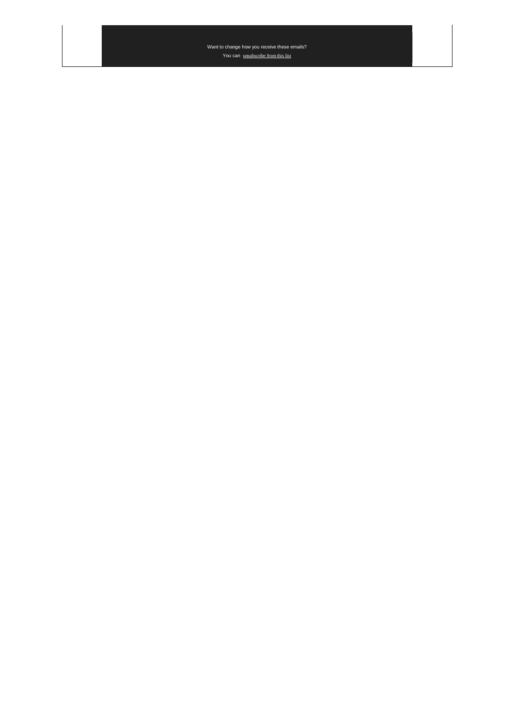Want to change how you receive these emails?

You can unsubscribe from this list